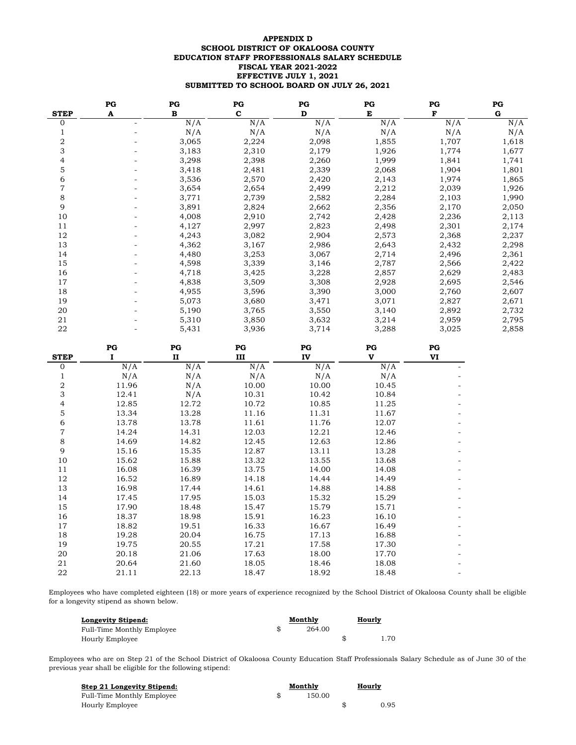**APPENDIX D**
**SCHOOL DISTRICT OF OKALOOSA COUNTY**
**EDUCATION STAFF PROFESSIONALS SALARY SCHEDULE**
**FISCAL YEAR 2021-2022**
**EFFECTIVE JULY 1, 2021**
**SUBMITTED TO SCHOOL BOARD ON JULY 26, 2021**

| STEP | PG A | PG B | PG C | PG D | PG E | PG F | PG G |
|---|---|---|---|---|---|---|---|
| 0 | - | N/A | N/A | N/A | N/A | N/A | N/A |
| 1 | - | N/A | N/A | N/A | N/A | N/A | N/A |
| 2 | - | 3,065 | 2,224 | 2,098 | 1,855 | 1,707 | 1,618 |
| 3 | - | 3,183 | 2,310 | 2,179 | 1,926 | 1,774 | 1,677 |
| 4 | - | 3,298 | 2,398 | 2,260 | 1,999 | 1,841 | 1,741 |
| 5 | - | 3,418 | 2,481 | 2,339 | 2,068 | 1,904 | 1,801 |
| 6 | - | 3,536 | 2,570 | 2,420 | 2,143 | 1,974 | 1,865 |
| 7 | - | 3,654 | 2,654 | 2,499 | 2,212 | 2,039 | 1,926 |
| 8 | - | 3,771 | 2,739 | 2,582 | 2,284 | 2,103 | 1,990 |
| 9 | - | 3,891 | 2,824 | 2,662 | 2,356 | 2,170 | 2,050 |
| 10 | - | 4,008 | 2,910 | 2,742 | 2,428 | 2,236 | 2,113 |
| 11 | - | 4,127 | 2,997 | 2,823 | 2,498 | 2,301 | 2,174 |
| 12 | - | 4,243 | 3,082 | 2,904 | 2,573 | 2,368 | 2,237 |
| 13 | - | 4,362 | 3,167 | 2,986 | 2,643 | 2,432 | 2,298 |
| 14 | - | 4,480 | 3,253 | 3,067 | 2,714 | 2,496 | 2,361 |
| 15 | - | 4,598 | 3,339 | 3,146 | 2,787 | 2,566 | 2,422 |
| 16 | - | 4,718 | 3,425 | 3,228 | 2,857 | 2,629 | 2,483 |
| 17 | - | 4,838 | 3,509 | 3,308 | 2,928 | 2,695 | 2,546 |
| 18 | - | 4,955 | 3,596 | 3,390 | 3,000 | 2,760 | 2,607 |
| 19 | - | 5,073 | 3,680 | 3,471 | 3,071 | 2,827 | 2,671 |
| 20 | - | 5,190 | 3,765 | 3,550 | 3,140 | 2,892 | 2,732 |
| 21 | - | 5,310 | 3,850 | 3,632 | 3,214 | 2,959 | 2,795 |
| 22 | - | 5,431 | 3,936 | 3,714 | 3,288 | 3,025 | 2,858 |

| STEP | PG I | PG II | PG III | PG IV | PG V | PG VI |
|---|---|---|---|---|---|---|
| 0 | N/A | N/A | N/A | N/A | N/A | - |
| 1 | N/A | N/A | N/A | N/A | N/A | - |
| 2 | 11.96 | N/A | 10.00 | 10.00 | 10.45 | - |
| 3 | 12.41 | N/A | 10.31 | 10.42 | 10.84 | - |
| 4 | 12.85 | 12.72 | 10.72 | 10.85 | 11.25 | - |
| 5 | 13.34 | 13.28 | 11.16 | 11.31 | 11.67 | - |
| 6 | 13.78 | 13.78 | 11.61 | 11.76 | 12.07 | - |
| 7 | 14.24 | 14.31 | 12.03 | 12.21 | 12.46 | - |
| 8 | 14.69 | 14.82 | 12.45 | 12.63 | 12.86 | - |
| 9 | 15.16 | 15.35 | 12.87 | 13.11 | 13.28 | - |
| 10 | 15.62 | 15.88 | 13.32 | 13.55 | 13.68 | - |
| 11 | 16.08 | 16.39 | 13.75 | 14.00 | 14.08 | - |
| 12 | 16.52 | 16.89 | 14.18 | 14.44 | 14.49 | - |
| 13 | 16.98 | 17.44 | 14.61 | 14.88 | 14.88 | - |
| 14 | 17.45 | 17.95 | 15.03 | 15.32 | 15.29 | - |
| 15 | 17.90 | 18.48 | 15.47 | 15.79 | 15.71 | - |
| 16 | 18.37 | 18.98 | 15.91 | 16.23 | 16.10 | - |
| 17 | 18.82 | 19.51 | 16.33 | 16.67 | 16.49 | - |
| 18 | 19.28 | 20.04 | 16.75 | 17.13 | 16.88 | - |
| 19 | 19.75 | 20.55 | 17.21 | 17.58 | 17.30 | - |
| 20 | 20.18 | 21.06 | 17.63 | 18.00 | 17.70 | - |
| 21 | 20.64 | 21.60 | 18.05 | 18.46 | 18.08 | - |
| 22 | 21.11 | 22.13 | 18.47 | 18.92 | 18.48 | - |

Employees who have completed eighteen (18) or more years of experience recognized by the School District of Okaloosa County shall be eligible for a longevity stipend as shown below.

| Longevity Stipend: | Monthly | Hourly |
|---|---|---|
| Full-Time Monthly Employee | $ 264.00 | |
| Hourly Employee | | $ 1.70 |

Employees who are on Step 21 of the School District of Okaloosa County Education Staff Professionals Salary Schedule as of June 30 of the previous year shall be eligible for the following stipend:

| Step 21 Longevity Stipend: | Monthly | Hourly |
|---|---|---|
| Full-Time Monthly Employee | $ 150.00 | |
| Hourly Employee | | $ 0.95 |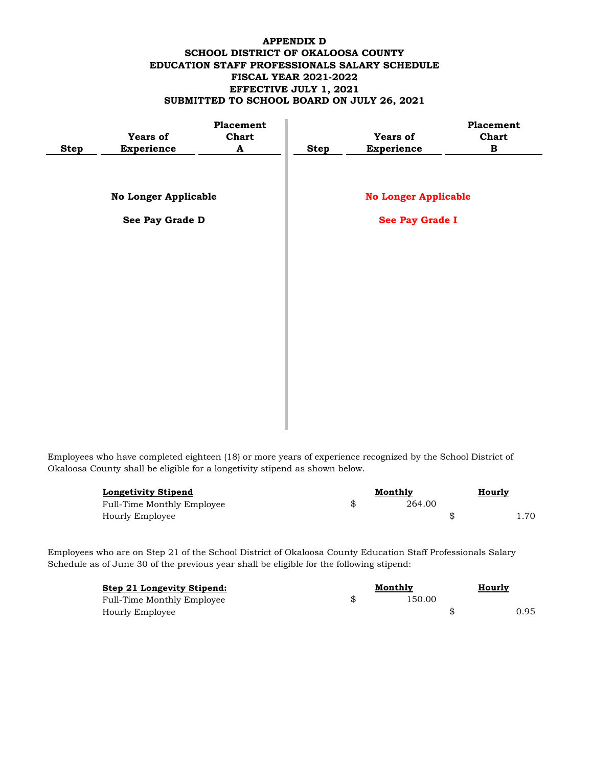**APPENDIX D**
**SCHOOL DISTRICT OF OKALOOSA COUNTY**
**EDUCATION STAFF PROFESSIONALS SALARY SCHEDULE**
**FISCAL YEAR 2021-2022**
**EFFECTIVE JULY 1, 2021**
**SUBMITTED TO SCHOOL BOARD ON JULY 26, 2021**

| Step | Years of Experience | Placement Chart A |
|---|---|---|
| | **No Longer Applicable** | |
| | **See Pay Grade D** | |

| Step | Years of Experience | Placement Chart B |
|---|---|---|
| | **No Longer Applicable** | |
| | **See Pay Grade I** | |

Employees who have completed eighteen (18) or more years of experience recognized by the School District of Okaloosa County shall be eligible for a longevity stipend as shown below.

| **Longevity Stipend** | **Monthly** | **Hourly** |
|---|---|---|
| Full-Time Monthly Employee | $ 264.00 | |
| Hourly Employee | | $ 1.70 |

Employees who are on Step 21 of the School District of Okaloosa County Education Staff Professionals Salary Schedule as of June 30 of the previous year shall be eligible for the following stipend:

| **Step 21 Longevity Stipend:** | **Monthly** | **Hourly** |
|---|---|---|
| Full-Time Monthly Employee | $ 150.00 | |
| Hourly Employee | | $ 0.95 |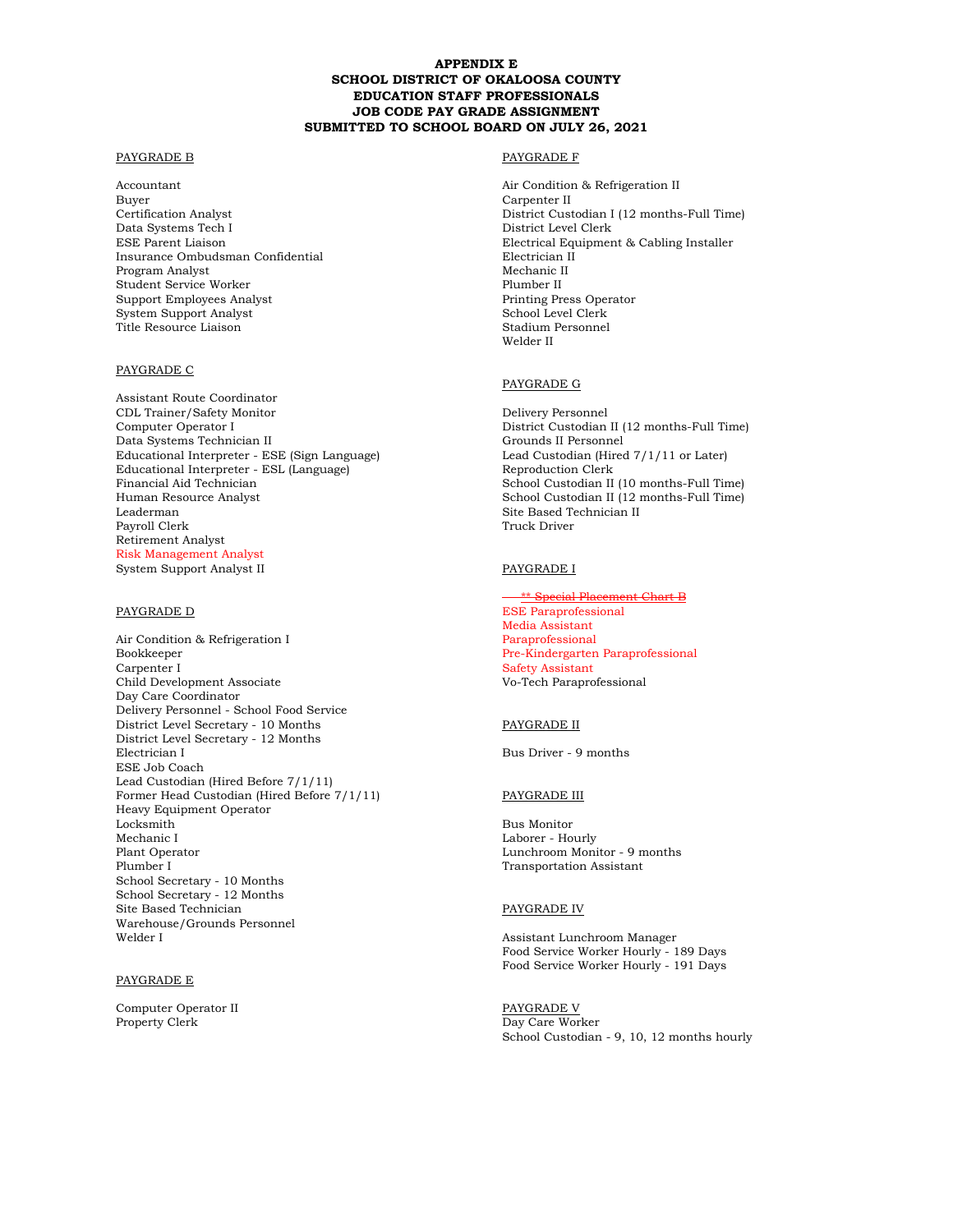**APPENDIX E**
**SCHOOL DISTRICT OF OKALOOSA COUNTY**
**EDUCATION STAFF PROFESSIONALS**
**JOB CODE PAY GRADE ASSIGNMENT**
**SUBMITTED TO SCHOOL BOARD ON JULY 26, 2021**

PAYGRADE B

Accountant
Buyer
Certification Analyst
Data Systems Tech I
ESE Parent Liaison
Insurance Ombudsman Confidential
Program Analyst
Student Service Worker
Support Employees Analyst
System Support Analyst
Title Resource Liaison

PAYGRADE C

Assistant Route Coordinator
CDL Trainer/Safety Monitor
Computer Operator I
Data Systems Technician II
Educational Interpreter - ESE (Sign Language)
Educational Interpreter - ESL (Language)
Financial Aid Technician
Human Resource Analyst
Leaderman
Payroll Clerk
Retirement Analyst
Risk Management Analyst
System Support Analyst II

PAYGRADE D

Air Condition & Refrigeration I
Bookkeeper
Carpenter I
Child Development Associate
Day Care Coordinator
Delivery Personnel - School Food Service
District Level Secretary - 10 Months
District Level Secretary - 12 Months
Electrician I
ESE Job Coach
Lead Custodian (Hired Before 7/1/11)
Former Head Custodian (Hired Before 7/1/11)
Heavy Equipment Operator
Locksmith
Mechanic I
Plant Operator
Plumber I
School Secretary - 10 Months
School Secretary - 12 Months
Site Based Technician
Warehouse/Grounds Personnel
Welder I

PAYGRADE E

Computer Operator II
Property Clerk

PAYGRADE F

Air Condition & Refrigeration II
Carpenter II
District Custodian I (12 months-Full Time)
District Level Clerk
Electrical Equipment & Cabling Installer
Electrician II
Mechanic II
Plumber II
Printing Press Operator
School Level Clerk
Stadium Personnel
Welder II

PAYGRADE G

Delivery Personnel
District Custodian II (12 months-Full Time)
Grounds II Personnel
Lead Custodian (Hired 7/1/11 or Later)
Reproduction Clerk
School Custodian II (10 months-Full Time)
School Custodian II (12 months-Full Time)
Site Based Technician II
Truck Driver

PAYGRADE I

~~** Special Placement Chart B~~
ESE Paraprofessional
Media Assistant
Paraprofessional
Pre-Kindergarten Paraprofessional
Safety Assistant
Vo-Tech Paraprofessional

PAYGRADE II

Bus Driver - 9 months

PAYGRADE III

Bus Monitor
Laborer - Hourly
Lunchroom Monitor - 9 months
Transportation Assistant

PAYGRADE IV

Assistant Lunchroom Manager
Food Service Worker Hourly - 189 Days
Food Service Worker Hourly - 191 Days

PAYGRADE V

Day Care Worker
School Custodian - 9, 10, 12 months hourly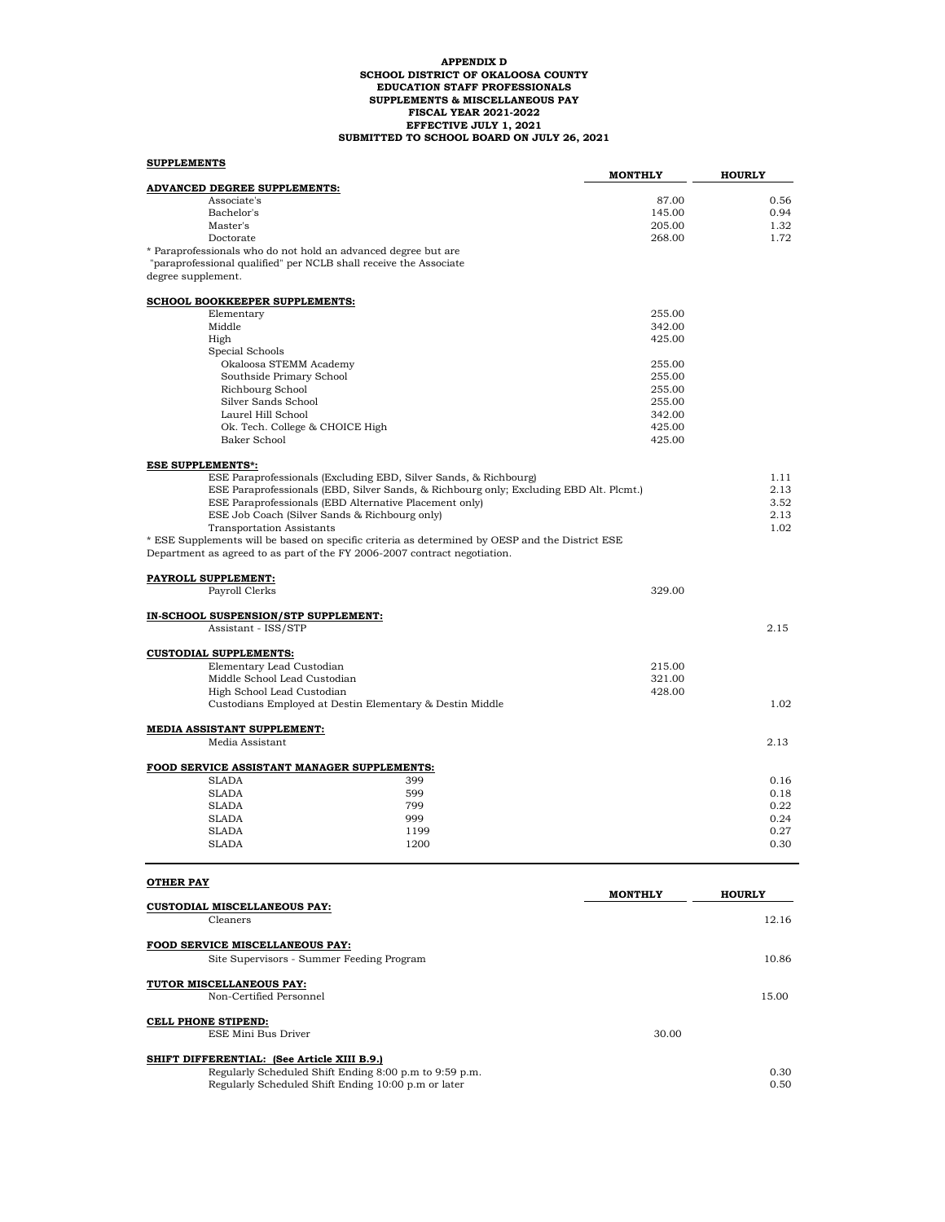**APPENDIX D**
**SCHOOL DISTRICT OF OKALOOSA COUNTY**
**EDUCATION STAFF PROFESSIONALS**
**SUPPLEMENTS & MISCELLANEOUS PAY**
**FISCAL YEAR 2021-2022**
**EFFECTIVE JULY 1, 2021**
**SUBMITTED TO SCHOOL BOARD ON JULY 26, 2021**

## SUPPLEMENTS

| | | MONTHLY | HOURLY |
|---|---|---|---|
| **ADVANCED DEGREE SUPPLEMENTS:** | | | |
| Associate's | | 87.00 | 0.56 |
| Bachelor's | | 145.00 | 0.94 |
| Master's | | 205.00 | 1.32 |
| Doctorate | | 268.00 | 1.72 |

* Paraprofessionals who do not hold an advanced degree but are "paraprofessional qualified" per NCLB shall receive the Associate degree supplement.

| | | MONTHLY | HOURLY |
|---|---|---|---|
| **SCHOOL BOOKKEEPER SUPPLEMENTS:** | | | |
| Elementary | | 255.00 | |
| Middle | | 342.00 | |
| High | | 425.00 | |
| Special Schools | | | |
| Okaloosa STEMM Academy | | 255.00 | |
| Southside Primary School | | 255.00 | |
| Richbourg School | | 255.00 | |
| Silver Sands School | | 255.00 | |
| Laurel Hill School | | 342.00 | |
| Ok. Tech. College & CHOICE High | | 425.00 | |
| Baker School | | 425.00 | |
| **ESE SUPPLEMENTS*:** | | | |
| ESE Paraprofessionals (Excluding EBD, Silver Sands, & Richbourg) | | | 1.11 |
| ESE Paraprofessionals (EBD, Silver Sands, & Richbourg only; Excluding EBD Alt. Plcmt.) | | | 2.13 |
| ESE Paraprofessionals (EBD Alternative Placement only) | | | 3.52 |
| ESE Job Coach (Silver Sands & Richbourg only) | | | 2.13 |
| Transportation Assistants | | | 1.02 |

* ESE Supplements will be based on specific criteria as determined by OESP and the District ESE Department as agreed to as part of the FY 2006-2007 contract negotiation.

| | | MONTHLY | HOURLY |
|---|---|---|---|
| **PAYROLL SUPPLEMENT:** | | | |
| Payroll Clerks | | 329.00 | |
| **IN-SCHOOL SUSPENSION/STP SUPPLEMENT:** | | | |
| Assistant - ISS/STP | | | 2.15 |
| **CUSTODIAL SUPPLEMENTS:** | | | |
| Elementary Lead Custodian | | 215.00 | |
| Middle School Lead Custodian | | 321.00 | |
| High School Lead Custodian | | 428.00 | |
| Custodians Employed at Destin Elementary & Destin Middle | | | 1.02 |
| **MEDIA ASSISTANT SUPPLEMENT:** | | | |
| Media Assistant | | | 2.13 |
| **FOOD SERVICE ASSISTANT MANAGER SUPPLEMENTS:** | | | |
| SLADA | 399 | | 0.16 |
| SLADA | 599 | | 0.18 |
| SLADA | 799 | | 0.22 |
| SLADA | 999 | | 0.24 |
| SLADA | 1199 | | 0.27 |
| SLADA | 1200 | | 0.30 |

## OTHER PAY

| | MONTHLY | HOURLY |
|---|---|---|
| **CUSTODIAL MISCELLANEOUS PAY:** | | |
| Cleaners | | 12.16 |
| **FOOD SERVICE MISCELLANEOUS PAY:** | | |
| Site Supervisors - Summer Feeding Program | | 10.86 |
| **TUTOR MISCELLANEOUS PAY:** | | |
| Non-Certified Personnel | | 15.00 |
| **CELL PHONE STIPEND:** | | |
| ESE Mini Bus Driver | 30.00 | |
| **SHIFT DIFFERENTIAL: (See Article XIII B.9.)** | | |
| Regularly Scheduled Shift Ending 8:00 p.m to 9:59 p.m. | | 0.30 |
| Regularly Scheduled Shift Ending 10:00 p.m or later | | 0.50 |